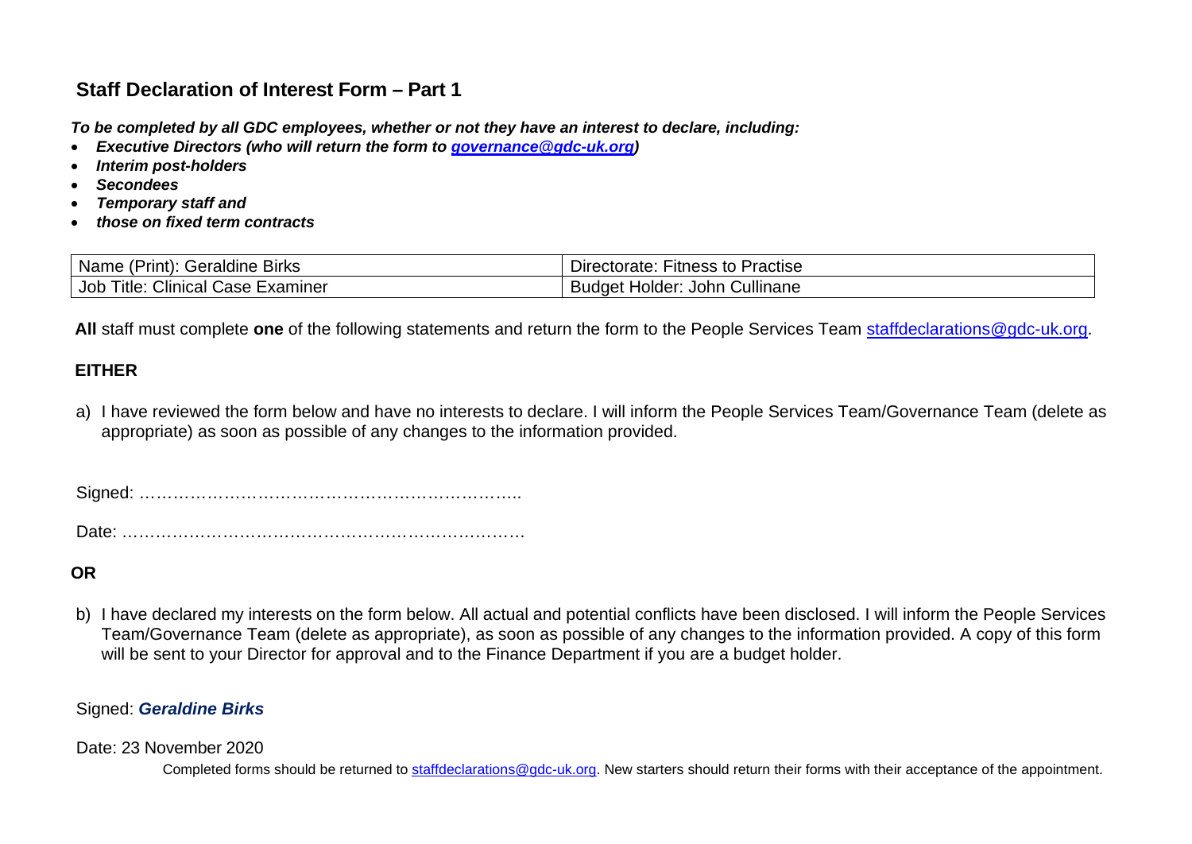## Staff Declaration of Interest Form – Part 1

***To be completed by all GDC employees, whether or not they have an interest to declare, including:***

- ***Executive Directors (who will return the form to governance@gdc-uk.org)***
- ***Interim post-holders***
- ***Secondees***
- ***Temporary staff and***
- ***those on fixed term contracts***

| Name (Print): Geraldine Birks | Directorate: Fitness to Practise |
|---|---|
| Job Title: Clinical Case Examiner | Budget Holder: John Cullinane |

**All** staff must complete **one** of the following statements and return the form to the People Services Team staffdeclarations@gdc-uk.org.

**EITHER**

a) I have reviewed the form below and have no interests to declare. I will inform the People Services Team/Governance Team (delete as appropriate) as soon as possible of any changes to the information provided.

Signed: …………………………………………………………..

Date: ………………………………………………………………

**OR**

b) I have declared my interests on the form below. All actual and potential conflicts have been disclosed. I will inform the People Services Team/Governance Team (delete as appropriate), as soon as possible of any changes to the information provided. A copy of this form will be sent to your Director for approval and to the Finance Department if you are a budget holder.

Signed: ***Geraldine Birks***

Date: 23 November 2020

Completed forms should be returned to staffdeclarations@gdc-uk.org. New starters should return their forms with their acceptance of the appointment.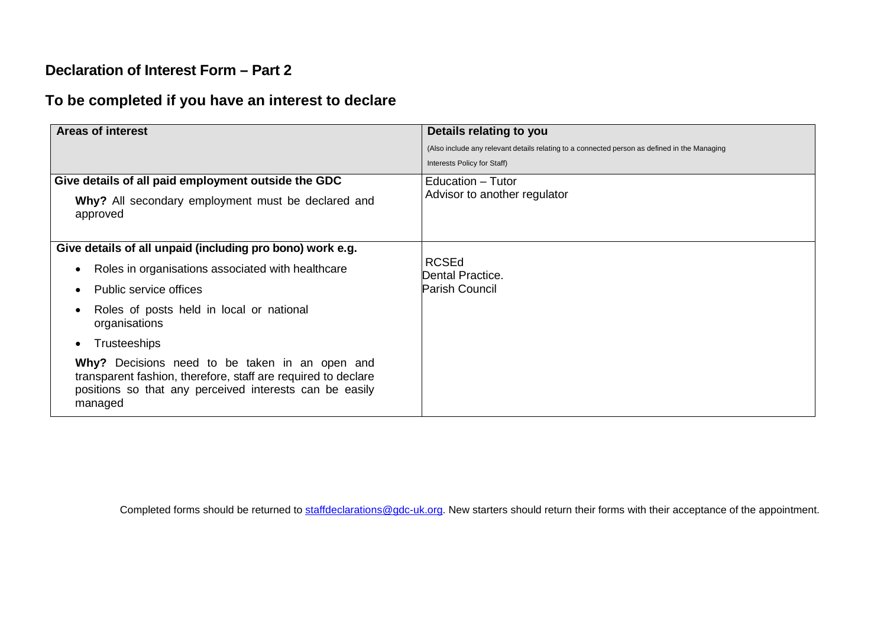## Declaration of Interest Form – Part 2

## To be completed if you have an interest to declare

| Areas of interest | Details relating to you<br>(Also include any relevant details relating to a connected person as defined in the Managing Interests Policy for Staff) |
|---|---|
| **Give details of all paid employment outside the GDC**<br>**Why?** All secondary employment must be declared and approved | Education – Tutor<br>Advisor to another regulator |
| **Give details of all unpaid (including pro bono) work e.g.**<br>• Roles in organisations associated with healthcare<br>• Public service offices<br>• Roles of posts held in local or national organisations<br>• Trusteeships<br>**Why?** Decisions need to be taken in an open and transparent fashion, therefore, staff are required to declare positions so that any perceived interests can be easily managed | RCSEd<br>Dental Practice.<br>Parish Council |

Completed forms should be returned to staffdeclarations@gdc-uk.org. New starters should return their forms with their acceptance of the appointment.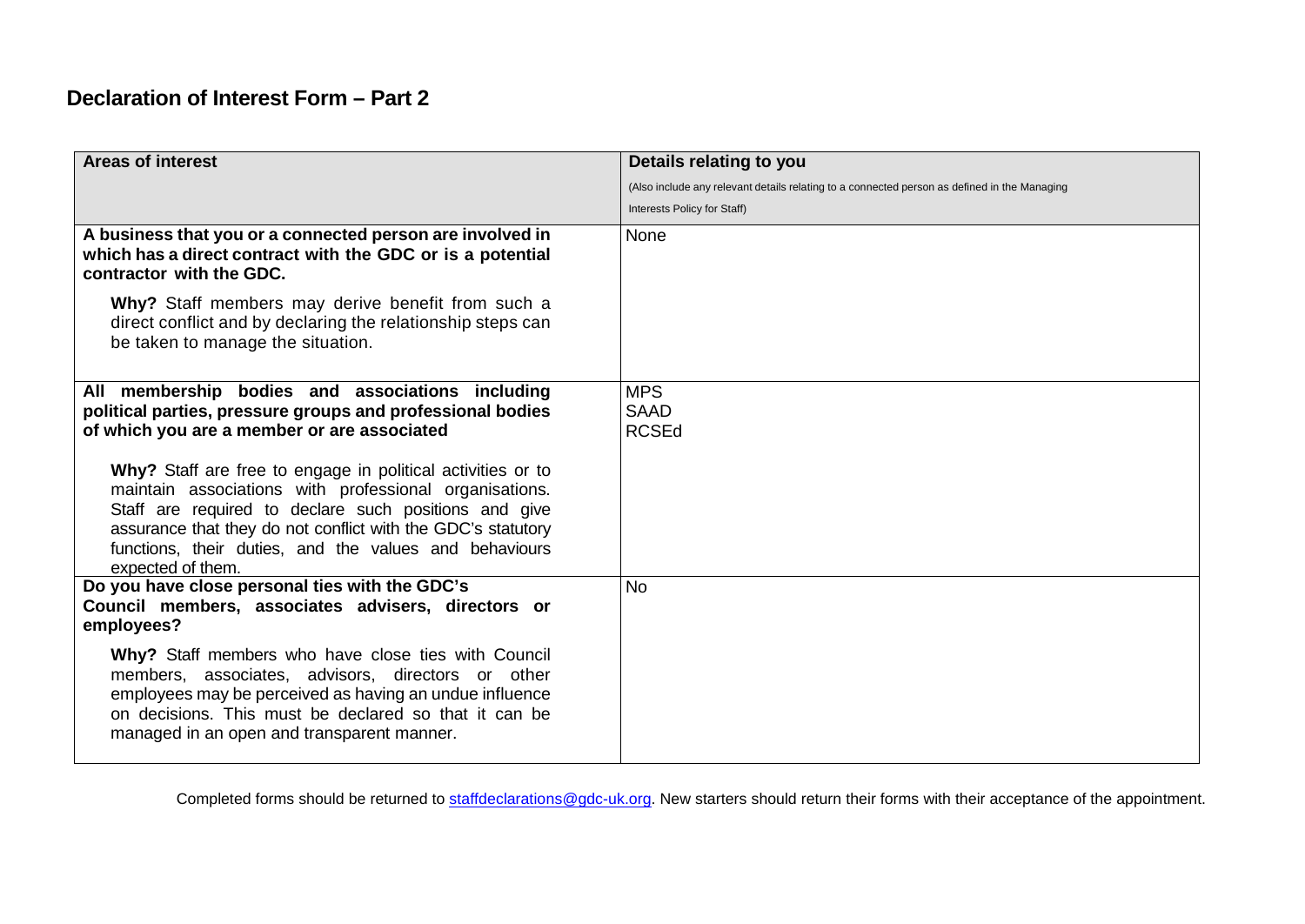## Declaration of Interest Form – Part 2

| Areas of interest | Details relating to you<br>(Also include any relevant details relating to a connected person as defined in the Managing Interests Policy for Staff) |
|---|---|
| **A business that you or a connected person are involved in which has a direct contract with the GDC or is a potential contractor with the GDC.**<br><br>**Why?** Staff members may derive benefit from such a direct conflict and by declaring the relationship steps can be taken to manage the situation. | None |
| **All membership bodies and associations including political parties, pressure groups and professional bodies of which you are a member or are associated**<br><br>**Why?** Staff are free to engage in political activities or to maintain associations with professional organisations. Staff are required to declare such positions and give assurance that they do not conflict with the GDC's statutory functions, their duties, and the values and behaviours expected of them. | MPS<br>SAAD<br>RCSEd |
| **Do you have close personal ties with the GDC's Council members, associates advisers, directors or employees?**<br><br>**Why?** Staff members who have close ties with Council members, associates, advisors, directors or other employees may be perceived as having an undue influence on decisions. This must be declared so that it can be managed in an open and transparent manner. | No |

Completed forms should be returned to staffdeclarations@gdc-uk.org. New starters should return their forms with their acceptance of the appointment.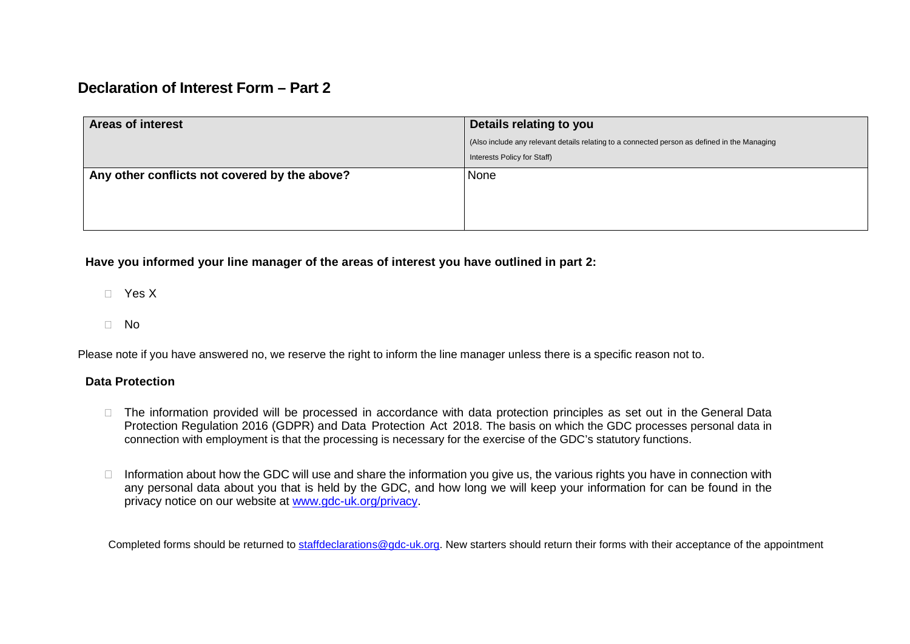## Declaration of Interest Form – Part 2

| Areas of interest | Details relating to you<br>(Also include any relevant details relating to a connected person as defined in the Managing Interests Policy for Staff) |
|---|---|
| **Any other conflicts not covered by the above?** | None |

**Have you informed your line manager of the areas of interest you have outlined in part 2:**

- Yes X
- No

Please note if you have answered no, we reserve the right to inform the line manager unless there is a specific reason not to.

**Data Protection**

- The information provided will be processed in accordance with data protection principles as set out in the General Data Protection Regulation 2016 (GDPR) and Data Protection Act 2018. The basis on which the GDC processes personal data in connection with employment is that the processing is necessary for the exercise of the GDC's statutory functions.
- Information about how the GDC will use and share the information you give us, the various rights you have in connection with any personal data about you that is held by the GDC, and how long we will keep your information for can be found in the privacy notice on our website at [www.gdc-uk.org/privacy](www.gdc-uk.org/privacy).

Completed forms should be returned to [staffdeclarations@gdc-uk.org](mailto:staffdeclarations@gdc-uk.org). New starters should return their forms with their acceptance of the appointment